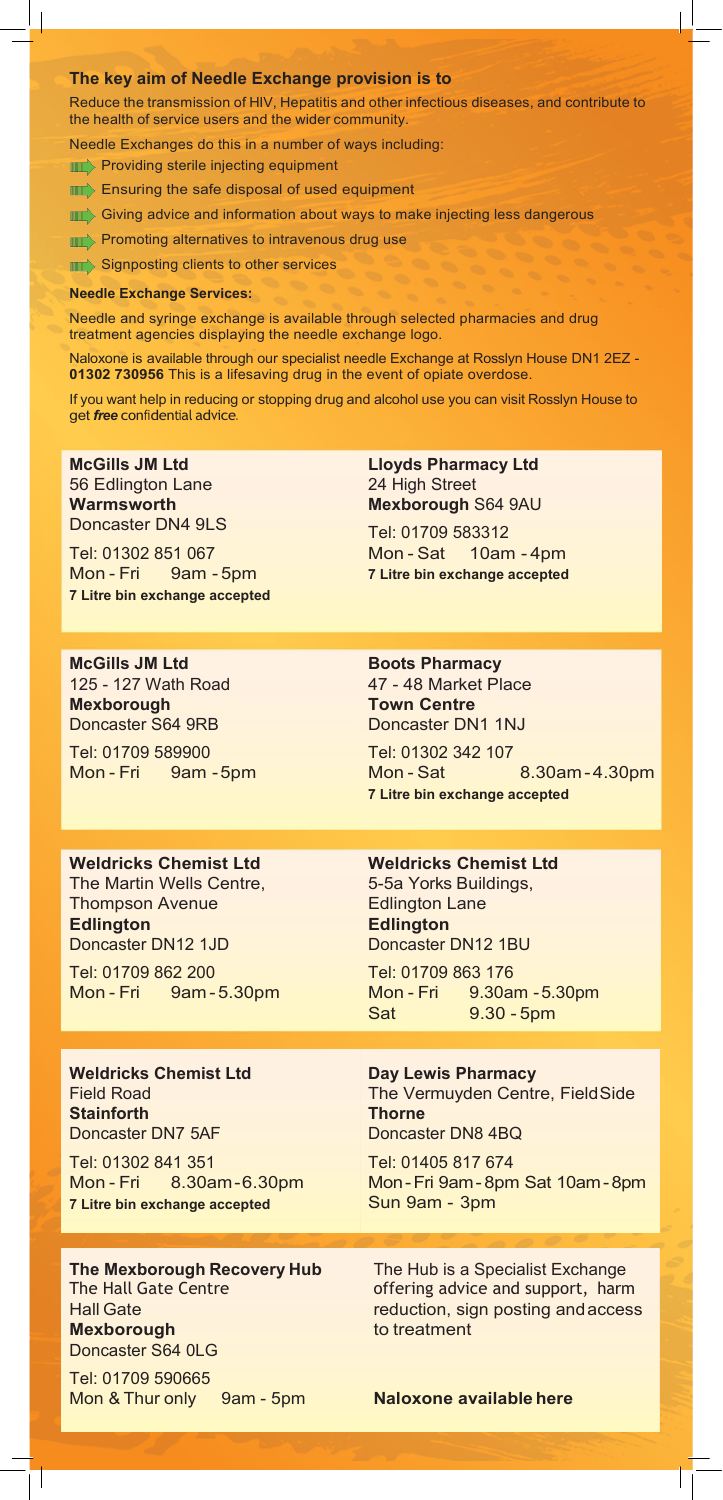## The key aim of Needle Exchange provision is to

Reduce the transmission of HIV, Hepatitis and other infectious diseases, and contribute to the health of service users and the wider community.

Needle Exchanges do this in a number of ways including:

- Providing sterile injecting equipment
- Ensuring the safe disposal of used equipment
- Giving advice and information about ways to make injecting less dangerous
- Promoting alternatives to intravenous drug use
- Signposting clients to other services

### Needle Exchange Services:

Needle and syringe exchange is available through selected pharmacies and drug treatment agencies displaying the needle exchange logo.

Naloxone is available through our specialist needle Exchange at Rosslyn House DN1 2EZ - **01302 730956** This is a lifesaving drug in the event of opiate overdose.

If you want help in reducing or stopping drug and alcohol use you can visit Rosslyn House to get ***free*** confidential advice.

**McGills JM Ltd**
56 Edlington Lane
**Warmsworth**
Doncaster DN4 9LS

Tel: 01302 851 067
Mon - Fri 9am - 5pm
**7 Litre bin exchange accepted**

**Lloyds Pharmacy Ltd**
24 High Street
**Mexborough** S64 9AU

Tel: 01709 583312
Mon - Sat 10am - 4pm
**7 Litre bin exchange accepted**

**McGills JM Ltd**
125 - 127 Wath Road
**Mexborough**
Doncaster S64 9RB

Tel: 01709 589900
Mon - Fri 9am - 5pm

**Boots Pharmacy**
47 - 48 Market Place
**Town Centre**
Doncaster DN1 1NJ

Tel: 01302 342 107
Mon - Sat 8.30am - 4.30pm
**7 Litre bin exchange accepted**

**Weldricks Chemist Ltd**
The Martin Wells Centre,
Thompson Avenue
**Edlington**
Doncaster DN12 1JD

Tel: 01709 862 200
Mon - Fri 9am - 5.30pm

**Weldricks Chemist Ltd**
5-5a Yorks Buildings,
Edlington Lane
**Edlington**
Doncaster DN12 1BU

Tel: 01709 863 176
Mon - Fri 9.30am - 5.30pm
Sat 9.30 - 5pm

**Weldricks Chemist Ltd**
Field Road
**Stainforth**
Doncaster DN7 5AF

Tel: 01302 841 351
Mon - Fri 8.30am - 6.30pm
**7 Litre bin exchange accepted**

**Day Lewis Pharmacy**
The Vermuyden Centre, FieldSide
**Thorne**
Doncaster DN8 4BQ

Tel: 01405 817 674
Mon - Fri 9am - 8pm Sat 10am - 8pm
Sun 9am - 3pm

**The Mexborough Recovery Hub**
The Hall Gate Centre
Hall Gate
**Mexborough**
Doncaster S64 0LG

Tel: 01709 590665
Mon & Thur only 9am - 5pm

The Hub is a Specialist Exchange offering advice and support, harm reduction, sign posting and access to treatment

**Naloxone available here**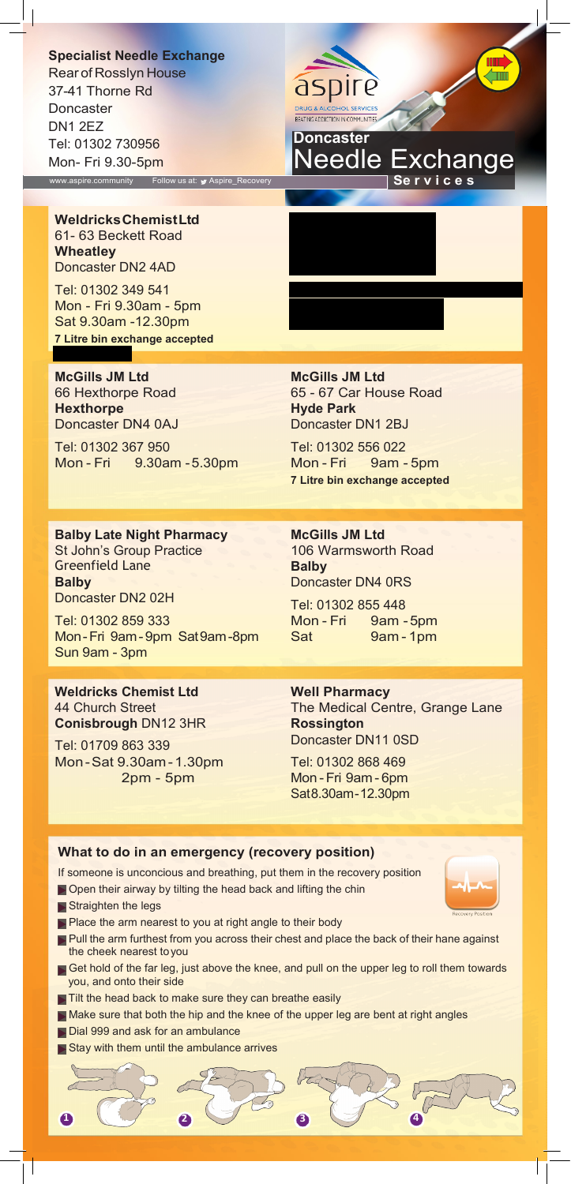**Specialist Needle Exchange**
Rear of Rosslyn House
37-41 Thorne Rd
Doncaster
DN1 2EZ
Tel: 01302 730956
Mon- Fri 9.30-5pm

www.aspire.community Follow us at: Aspire_Recovery

aspire
DRUG & ALCOHOL SERVICES
BEATING ADDICTION IN COMMUNITIES

# Doncaster Needle Exchange Services

**Weldricks Chemist Ltd**
61- 63 Beckett Road
**Wheatley**
Doncaster DN2 4AD

Tel: 01302 349 541
Mon - Fri 9.30am - 5pm
Sat 9.30am -12.30pm
**7 Litre bin exchange accepted**

**McGills JM Ltd**
66 Hexthorpe Road
**Hexthorpe**
Doncaster DN4 0AJ

Tel: 01302 367 950
Mon - Fri 9.30am -5.30pm

**McGills JM Ltd**
65 - 67 Car House Road
**Hyde Park**
Doncaster DN1 2BJ

Tel: 01302 556 022
Mon - Fri 9am - 5pm
**7 Litre bin exchange accepted**

**Balby Late Night Pharmacy**
St John's Group Practice
Greenfield Lane
**Balby**
Doncaster DN2 02H

Tel: 01302 859 333
Mon-Fri 9am-9pm Sat 9am-8pm
Sun 9am - 3pm

**McGills JM Ltd**
106 Warmsworth Road
**Balby**
Doncaster DN4 0RS

Tel: 01302 855 448
Mon - Fri 9am -5pm
Sat 9am - 1pm

**Weldricks Chemist Ltd**
44 Church Street
**Conisbrough** DN12 3HR

Tel: 01709 863 339
Mon-Sat 9.30am-1.30pm
2pm - 5pm

**Well Pharmacy**
The Medical Centre, Grange Lane
**Rossington**
Doncaster DN11 0SD

Tel: 01302 868 469
Mon - Fri 9am - 6pm
Sat 8.30am-12.30pm

## What to do in an emergency (recovery position)

If someone is unconcious and breathing, put them in the recovery position

- Open their airway by tilting the head back and lifting the chin
- Straighten the legs
- Place the arm nearest to you at right angle to their body
- Pull the arm furthest from you across their chest and place the back of their hane against the cheek nearest toyou
- Get hold of the far leg, just above the knee, and pull on the upper leg to roll them towards you, and onto their side
- Tilt the head back to make sure they can breathe easily
- Make sure that both the hip and the knee of the upper leg are bent at right angles
- Dial 999 and ask for an ambulance
- Stay with them until the ambulance arrives

Recovery Position

1 2 3 4